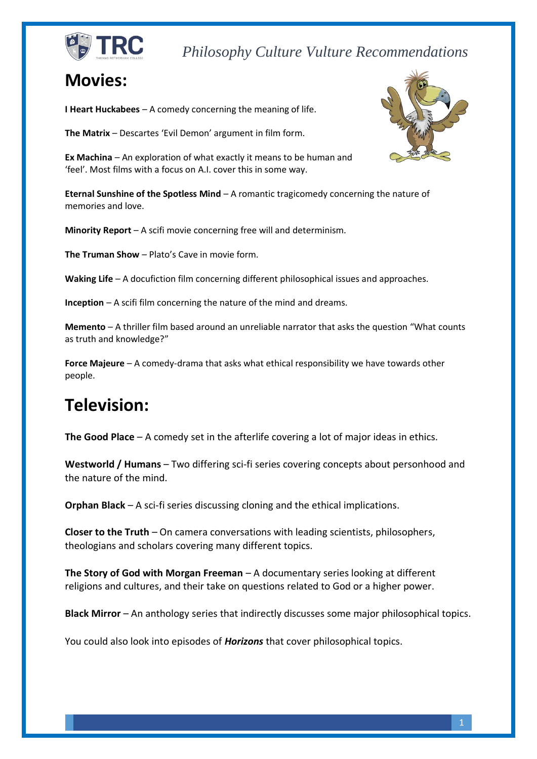*Philosophy Culture Vulture Recommendations*

# Movies:

**I Heart Huckabees** – A comedy concerning the meaning of life.

**The Matrix** – Descartes 'Evil Demon' argument in film form.

**Ex Machina** – An exploration of what exactly it means to be human and 'feel'. Most films with a focus on A.I. cover this in some way.

**Eternal Sunshine of the Spotless Mind** – A romantic tragicomedy concerning the nature of memories and love.

**Minority Report** – A scifi movie concerning free will and determinism.

**The Truman Show** – Plato's Cave in movie form.

**Waking Life** – A docufiction film concerning different philosophical issues and approaches.

**Inception** – A scifi film concerning the nature of the mind and dreams.

**Memento** – A thriller film based around an unreliable narrator that asks the question "What counts as truth and knowledge?"

**Force Majeure** – A comedy-drama that asks what ethical responsibility we have towards other people.

# Television:

**The Good Place** – A comedy set in the afterlife covering a lot of major ideas in ethics.

**Westworld / Humans** – Two differing sci-fi series covering concepts about personhood and the nature of the mind.

**Orphan Black** – A sci-fi series discussing cloning and the ethical implications.

**Closer to the Truth** – On camera conversations with leading scientists, philosophers, theologians and scholars covering many different topics.

**The Story of God with Morgan Freeman** – A documentary series looking at different religions and cultures, and their take on questions related to God or a higher power.

**Black Mirror** – An anthology series that indirectly discusses some major philosophical topics.

You could also look into episodes of ***Horizons*** that cover philosophical topics.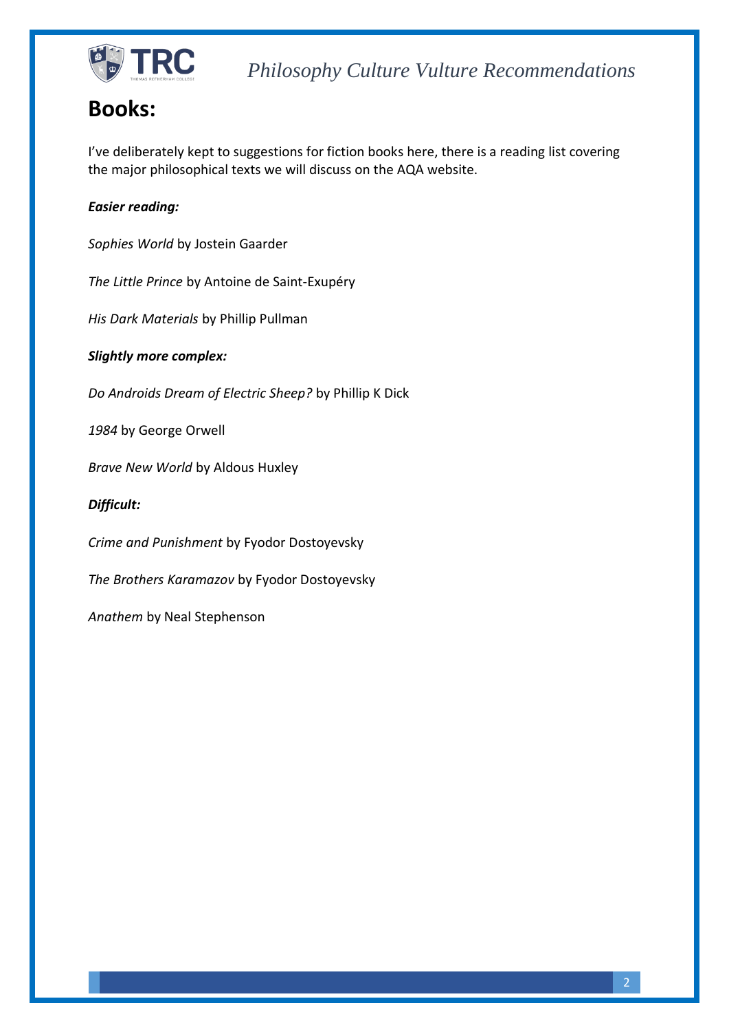# Books:

I’ve deliberately kept to suggestions for fiction books here, there is a reading list covering the major philosophical texts we will discuss on the AQA website.

***Easier reading:***

*Sophies World* by Jostein Gaarder

*The Little Prince* by Antoine de Saint-Exupéry

*His Dark Materials* by Phillip Pullman

***Slightly more complex:***

*Do Androids Dream of Electric Sheep?* by Phillip K Dick

*1984* by George Orwell

*Brave New World* by Aldous Huxley

***Difficult:***

*Crime and Punishment* by Fyodor Dostoyevsky

*The Brothers Karamazov* by Fyodor Dostoyevsky

*Anathem* by Neal Stephenson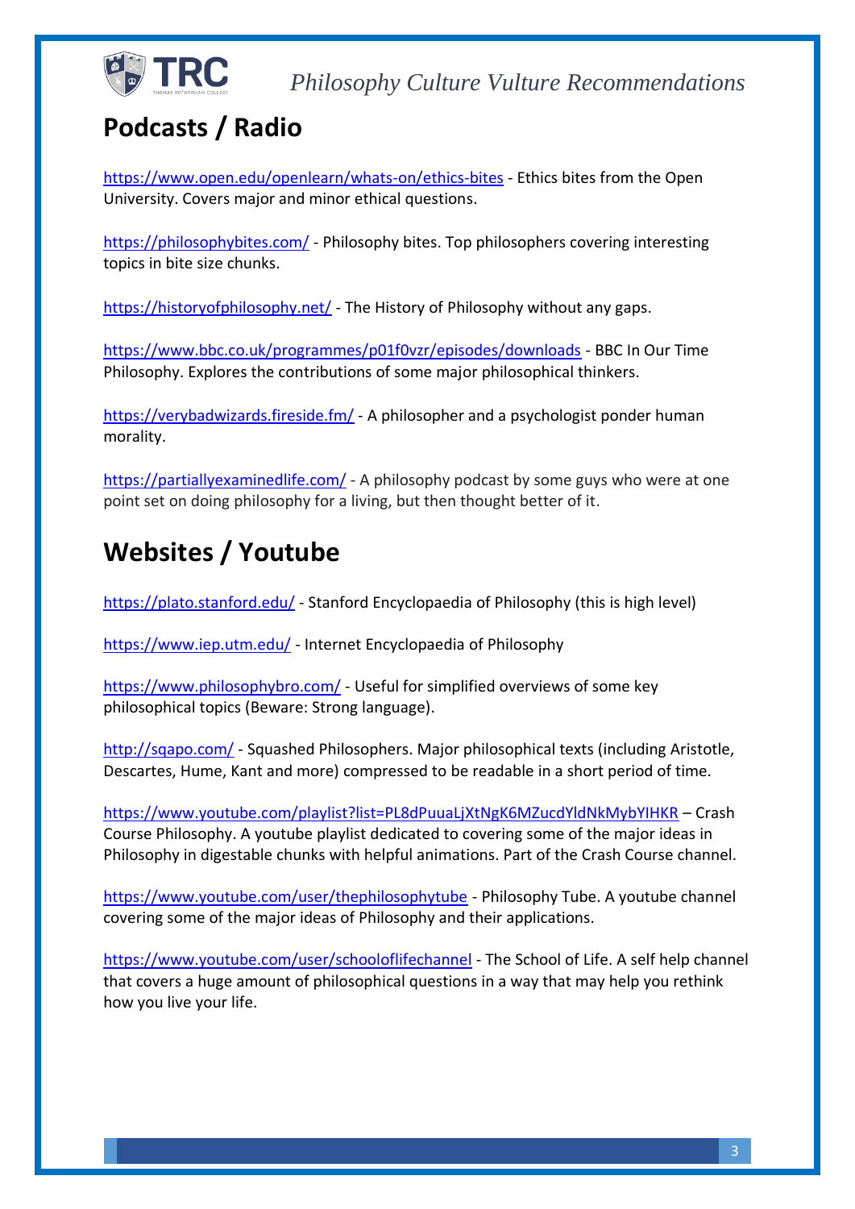## Podcasts / Radio

https://www.open.edu/openlearn/whats-on/ethics-bites - Ethics bites from the Open University. Covers major and minor ethical questions.

https://philosophybites.com/ - Philosophy bites. Top philosophers covering interesting topics in bite size chunks.

https://historyofphilosophy.net/ - The History of Philosophy without any gaps.

https://www.bbc.co.uk/programmes/p01f0vzr/episodes/downloads - BBC In Our Time Philosophy. Explores the contributions of some major philosophical thinkers.

https://verybadwizards.fireside.fm/ - A philosopher and a psychologist ponder human morality.

https://partiallyexaminedlife.com/ - A philosophy podcast by some guys who were at one point set on doing philosophy for a living, but then thought better of it.

## Websites / Youtube

https://plato.stanford.edu/ - Stanford Encyclopaedia of Philosophy (this is high level)

https://www.iep.utm.edu/ - Internet Encyclopaedia of Philosophy

https://www.philosophybro.com/ - Useful for simplified overviews of some key philosophical topics (Beware: Strong language).

http://sqapo.com/ - Squashed Philosophers. Major philosophical texts (including Aristotle, Descartes, Hume, Kant and more) compressed to be readable in a short period of time.

https://www.youtube.com/playlist?list=PL8dPuuaLjXtNgK6MZucdYldNkMybYIHKR – Crash Course Philosophy. A youtube playlist dedicated to covering some of the major ideas in Philosophy in digestable chunks with helpful animations. Part of the Crash Course channel.

https://www.youtube.com/user/thephilosophytube - Philosophy Tube. A youtube channel covering some of the major ideas of Philosophy and their applications.

https://www.youtube.com/user/schooloflifechannel - The School of Life. A self help channel that covers a huge amount of philosophical questions in a way that may help you rethink how you live your life.